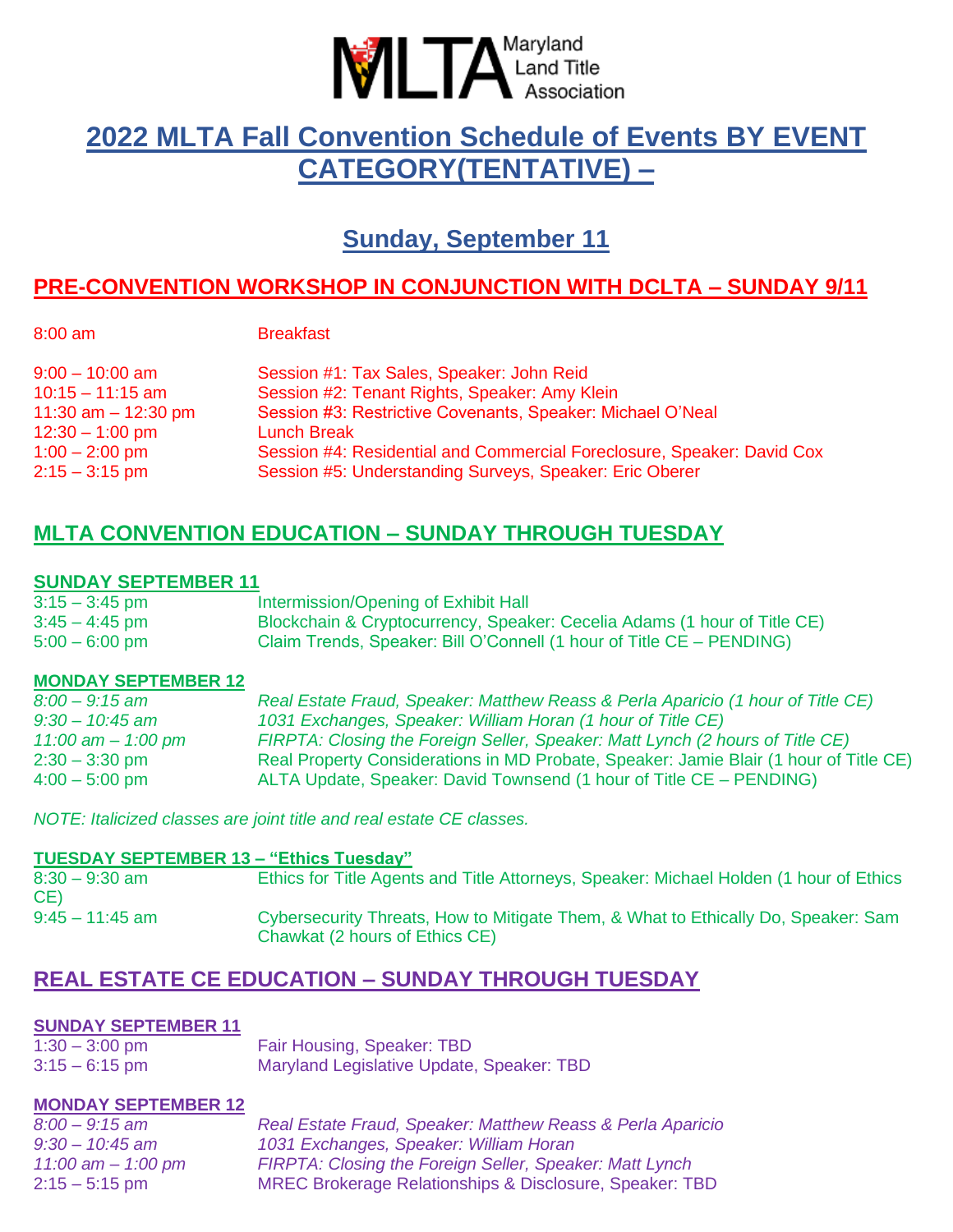# 2022 MLTA Fall Convention Schedule of Events BY EVENT CATEGORY(TENTATIVE) –

## Sunday, September 11

### PRE-CONVENTION WORKSHOP IN CONJUNCTION WITH DCLTA – SUNDAY 9/11

| | |
|---|---|
| 8:00 am | Breakfast |
| 9:00 – 10:00 am | Session #1: Tax Sales, Speaker: John Reid |
| 10:15 – 11:15 am | Session #2: Tenant Rights, Speaker: Amy Klein |
| 11:30 am – 12:30 pm | Session #3: Restrictive Covenants, Speaker: Michael O'Neal |
| 12:30 – 1:00 pm | Lunch Break |
| 1:00 – 2:00 pm | Session #4: Residential and Commercial Foreclosure, Speaker: David Cox |
| 2:15 – 3:15 pm | Session #5: Understanding Surveys, Speaker: Eric Oberer |

### MLTA CONVENTION EDUCATION – SUNDAY THROUGH TUESDAY

**SUNDAY SEPTEMBER 11**

| | |
|---|---|
| 3:15 – 3:45 pm | Intermission/Opening of Exhibit Hall |
| 3:45 – 4:45 pm | Blockchain & Cryptocurrency, Speaker: Cecelia Adams (1 hour of Title CE) |
| 5:00 – 6:00 pm | Claim Trends, Speaker: Bill O'Connell (1 hour of Title CE – PENDING) |

**MONDAY SEPTEMBER 12**

| | |
|---|---|
| *8:00 – 9:15 am* | *Real Estate Fraud, Speaker: Matthew Reass & Perla Aparicio (1 hour of Title CE)* |
| *9:30 – 10:45 am* | *1031 Exchanges, Speaker: William Horan (1 hour of Title CE)* |
| *11:00 am – 1:00 pm* | *FIRPTA: Closing the Foreign Seller, Speaker: Matt Lynch (2 hours of Title CE)* |
| 2:30 – 3:30 pm | Real Property Considerations in MD Probate, Speaker: Jamie Blair (1 hour of Title CE) |
| 4:00 – 5:00 pm | ALTA Update, Speaker: David Townsend (1 hour of Title CE – PENDING) |

*NOTE: Italicized classes are joint title and real estate CE classes.*

**TUESDAY SEPTEMBER 13 – "Ethics Tuesday"**

| | |
|---|---|
| 8:30 – 9:30 am | Ethics for Title Agents and Title Attorneys, Speaker: Michael Holden (1 hour of Ethics CE) |
| 9:45 – 11:45 am | Cybersecurity Threats, How to Mitigate Them, & What to Ethically Do, Speaker: Sam Chawkat (2 hours of Ethics CE) |

### REAL ESTATE CE EDUCATION – SUNDAY THROUGH TUESDAY

**SUNDAY SEPTEMBER 11**

| | |
|---|---|
| 1:30 – 3:00 pm | Fair Housing, Speaker: TBD |
| 3:15 – 6:15 pm | Maryland Legislative Update, Speaker: TBD |

**MONDAY SEPTEMBER 12**

| | |
|---|---|
| *8:00 – 9:15 am* | *Real Estate Fraud, Speaker: Matthew Reass & Perla Aparicio* |
| *9:30 – 10:45 am* | *1031 Exchanges, Speaker: William Horan* |
| *11:00 am – 1:00 pm* | *FIRPTA: Closing the Foreign Seller, Speaker: Matt Lynch* |
| 2:15 – 5:15 pm | MREC Brokerage Relationships & Disclosure, Speaker: TBD |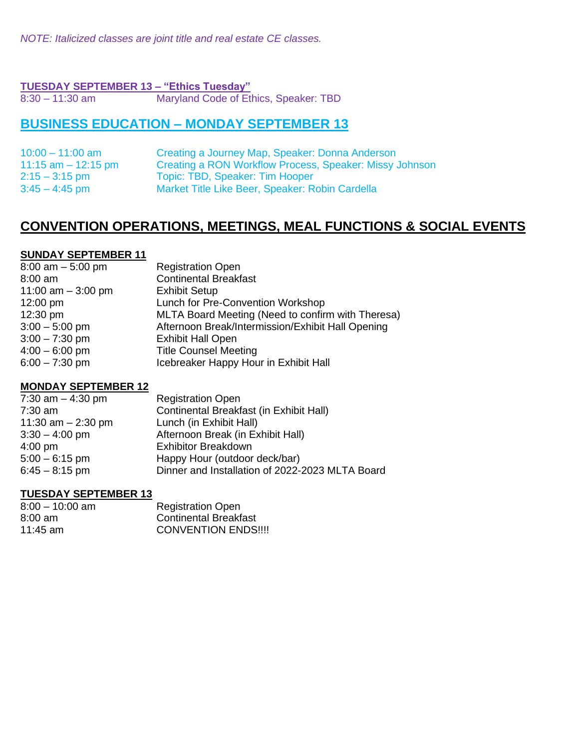*NOTE: Italicized classes are joint title and real estate CE classes.*

**TUESDAY SEPTEMBER 13 – "Ethics Tuesday"**

8:30 – 11:30 am Maryland Code of Ethics, Speaker: TBD

## BUSINESS EDUCATION – MONDAY SEPTEMBER 13

| | |
|---|---|
| 10:00 – 11:00 am | Creating a Journey Map, Speaker: Donna Anderson |
| 11:15 am – 12:15 pm | Creating a RON Workflow Process, Speaker: Missy Johnson |
| 2:15 – 3:15 pm | Topic: TBD, Speaker: Tim Hooper |
| 3:45 – 4:45 pm | Market Title Like Beer, Speaker: Robin Cardella |

## CONVENTION OPERATIONS, MEETINGS, MEAL FUNCTIONS & SOCIAL EVENTS

**SUNDAY SEPTEMBER 11**

| | |
|---|---|
| 8:00 am – 5:00 pm | Registration Open |
| 8:00 am | Continental Breakfast |
| 11:00 am – 3:00 pm | Exhibit Setup |
| 12:00 pm | Lunch for Pre-Convention Workshop |
| 12:30 pm | MLTA Board Meeting (Need to confirm with Theresa) |
| 3:00 – 5:00 pm | Afternoon Break/Intermission/Exhibit Hall Opening |
| 3:00 – 7:30 pm | Exhibit Hall Open |
| 4:00 – 6:00 pm | Title Counsel Meeting |
| 6:00 – 7:30 pm | Icebreaker Happy Hour in Exhibit Hall |

**MONDAY SEPTEMBER 12**

| | |
|---|---|
| 7:30 am – 4:30 pm | Registration Open |
| 7:30 am | Continental Breakfast (in Exhibit Hall) |
| 11:30 am – 2:30 pm | Lunch (in Exhibit Hall) |
| 3:30 – 4:00 pm | Afternoon Break (in Exhibit Hall) |
| 4:00 pm | Exhibitor Breakdown |
| 5:00 – 6:15 pm | Happy Hour (outdoor deck/bar) |
| 6:45 – 8:15 pm | Dinner and Installation of 2022-2023 MLTA Board |

**TUESDAY SEPTEMBER 13**

| | |
|---|---|
| 8:00 – 10:00 am | Registration Open |
| 8:00 am | Continental Breakfast |
| 11:45 am | CONVENTION ENDS!!!! |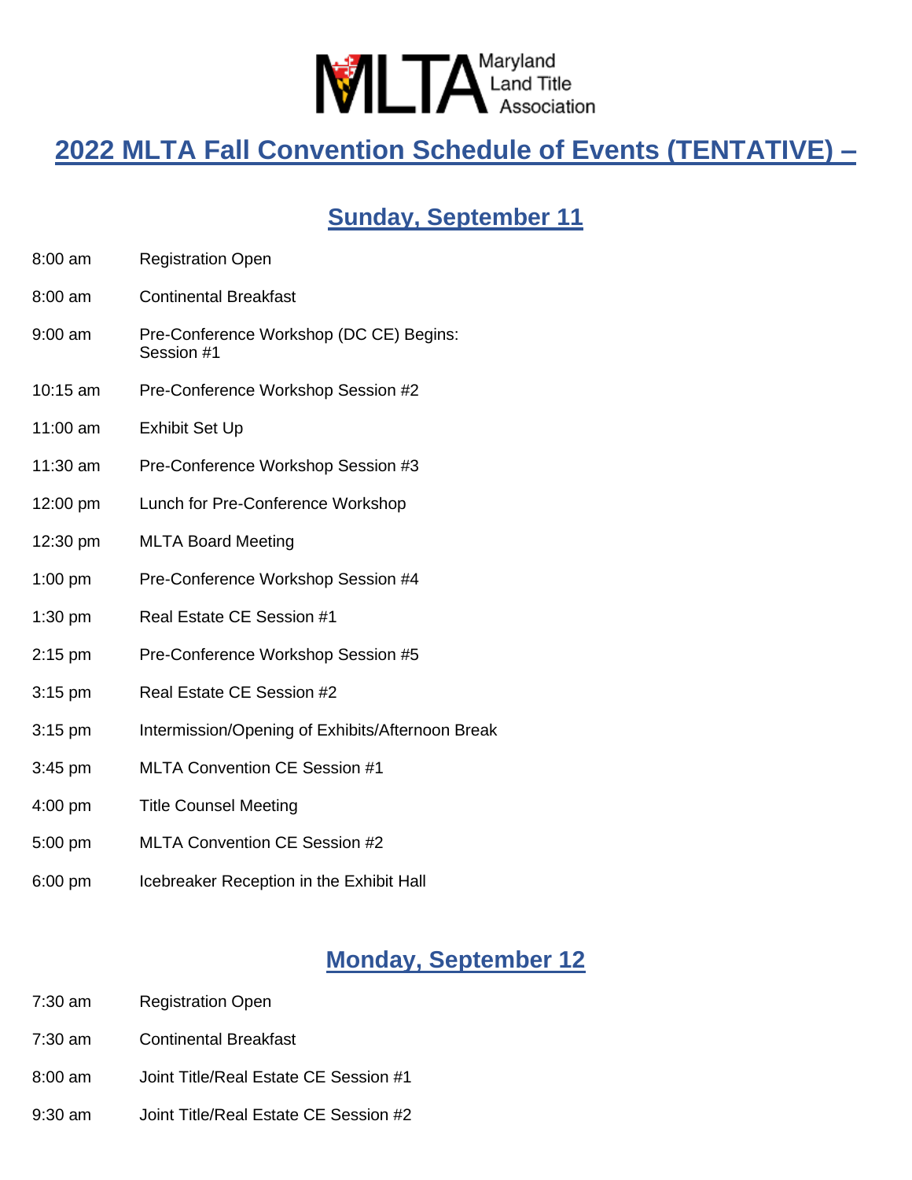MLTA Maryland Land Title Association

# 2022 MLTA Fall Convention Schedule of Events (TENTATIVE) –

## Sunday, September 11

| | |
|---|---|
| 8:00 am | Registration Open |
| 8:00 am | Continental Breakfast |
| 9:00 am | Pre-Conference Workshop (DC CE) Begins: Session #1 |
| 10:15 am | Pre-Conference Workshop Session #2 |
| 11:00 am | Exhibit Set Up |
| 11:30 am | Pre-Conference Workshop Session #3 |
| 12:00 pm | Lunch for Pre-Conference Workshop |
| 12:30 pm | MLTA Board Meeting |
| 1:00 pm | Pre-Conference Workshop Session #4 |
| 1:30 pm | Real Estate CE Session #1 |
| 2:15 pm | Pre-Conference Workshop Session #5 |
| 3:15 pm | Real Estate CE Session #2 |
| 3:15 pm | Intermission/Opening of Exhibits/Afternoon Break |
| 3:45 pm | MLTA Convention CE Session #1 |
| 4:00 pm | Title Counsel Meeting |
| 5:00 pm | MLTA Convention CE Session #2 |
| 6:00 pm | Icebreaker Reception in the Exhibit Hall |

## Monday, September 12

| | |
|---|---|
| 7:30 am | Registration Open |
| 7:30 am | Continental Breakfast |
| 8:00 am | Joint Title/Real Estate CE Session #1 |
| 9:30 am | Joint Title/Real Estate CE Session #2 |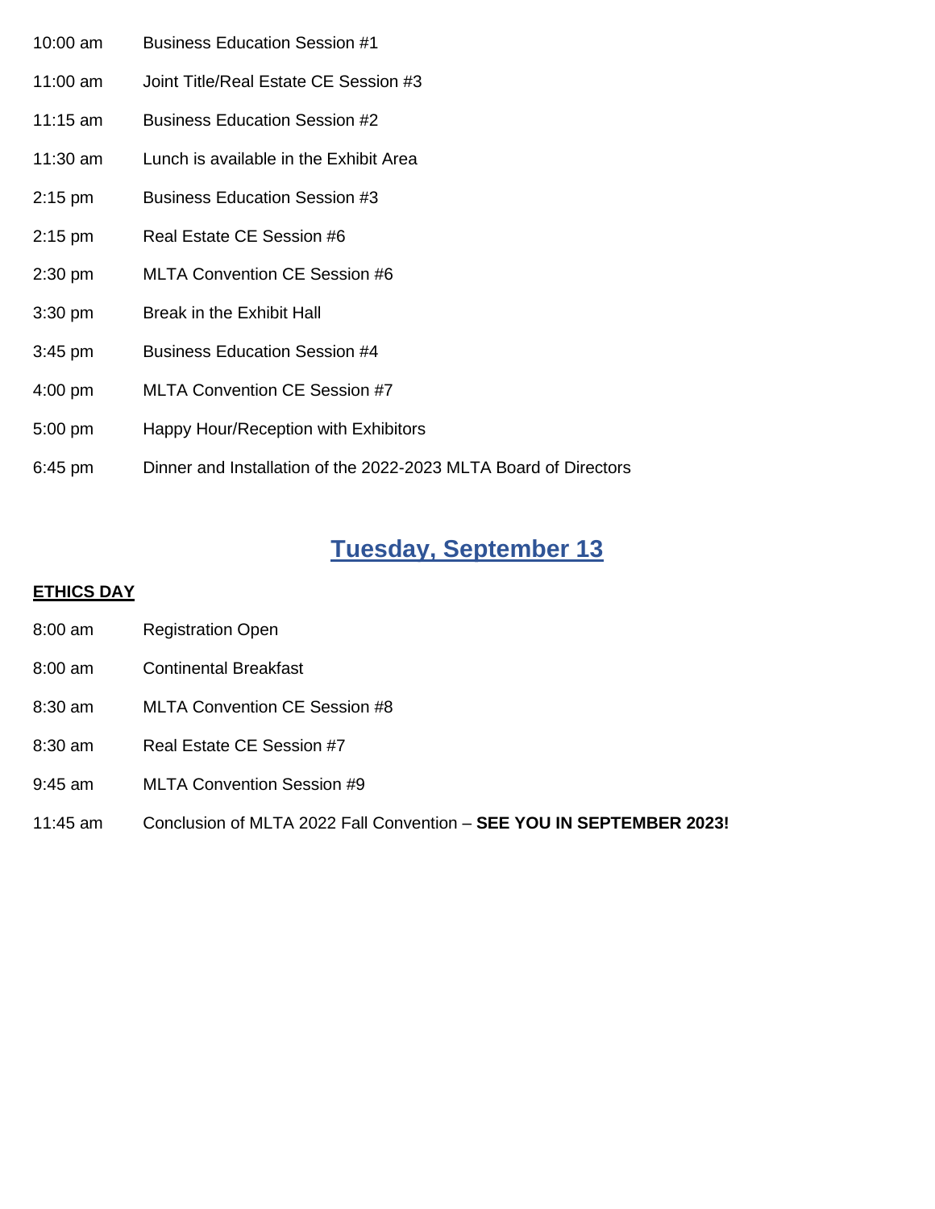10:00 am Business Education Session #1

11:00 am Joint Title/Real Estate CE Session #3

11:15 am Business Education Session #2

11:30 am Lunch is available in the Exhibit Area

2:15 pm Business Education Session #3

2:15 pm Real Estate CE Session #6

2:30 pm MLTA Convention CE Session #6

3:30 pm Break in the Exhibit Hall

3:45 pm Business Education Session #4

4:00 pm MLTA Convention CE Session #7

5:00 pm Happy Hour/Reception with Exhibitors

6:45 pm Dinner and Installation of the 2022-2023 MLTA Board of Directors

## Tuesday, September 13

**ETHICS DAY**

8:00 am Registration Open

8:00 am Continental Breakfast

8:30 am MLTA Convention CE Session #8

8:30 am Real Estate CE Session #7

9:45 am MLTA Convention Session #9

11:45 am Conclusion of MLTA 2022 Fall Convention – **SEE YOU IN SEPTEMBER 2023!**